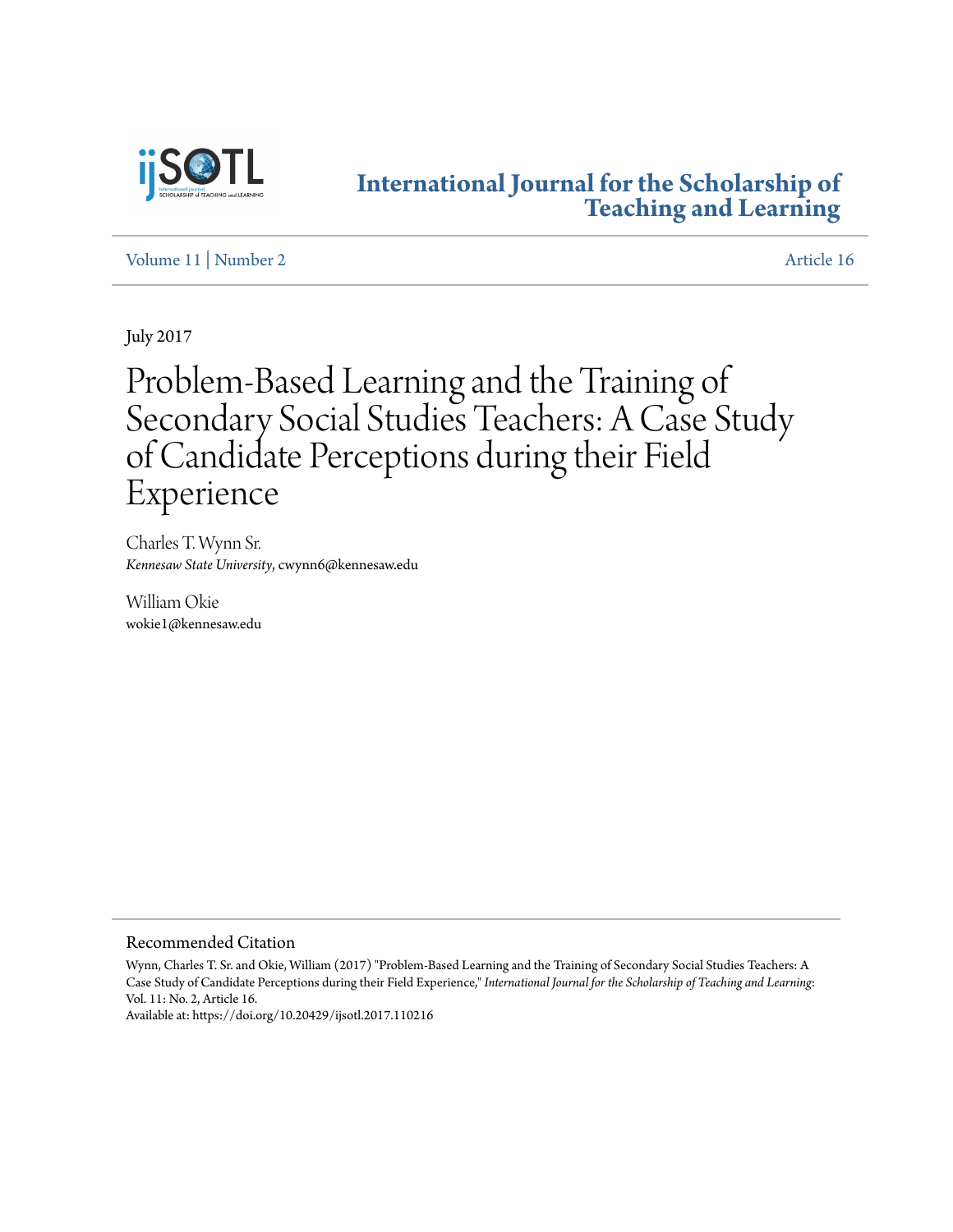# International Journal for the Scholarship of Teaching and Learning

Volume 11 | Number 2 — Article 16

July 2017

# Problem-Based Learning and the Training of Secondary Social Studies Teachers: A Case Study of Candidate Perceptions during their Field Experience

Charles T. Wynn Sr.
*Kennesaw State University*, cwynn6@kennesaw.edu

William Okie
wokie1@kennesaw.edu

## Recommended Citation

Wynn, Charles T. Sr. and Okie, William (2017) "Problem-Based Learning and the Training of Secondary Social Studies Teachers: A Case Study of Candidate Perceptions during their Field Experience," *International Journal for the Scholarship of Teaching and Learning*: Vol. 11: No. 2, Article 16.
Available at: https://doi.org/10.20429/ijsotl.2017.110216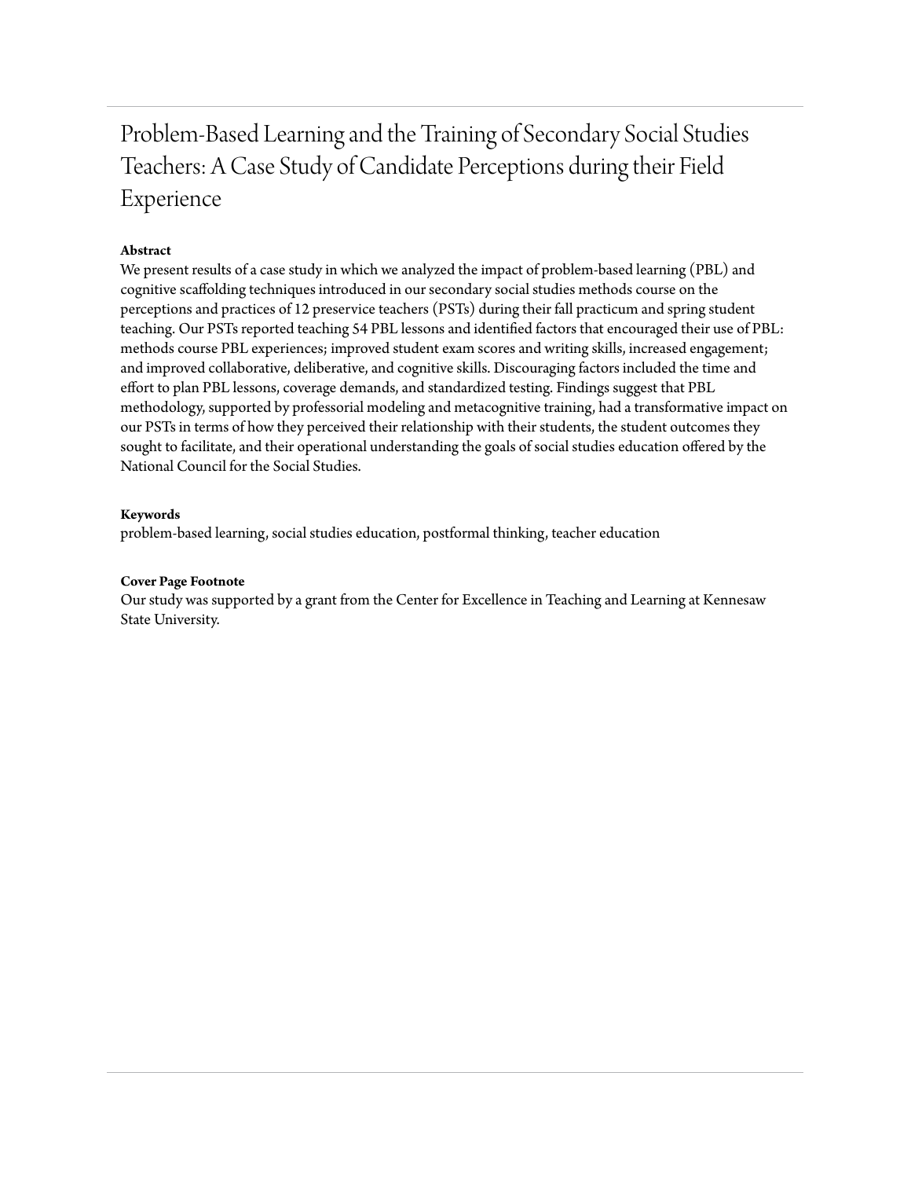# Problem-Based Learning and the Training of Secondary Social Studies Teachers: A Case Study of Candidate Perceptions during their Field Experience

**Abstract**

We present results of a case study in which we analyzed the impact of problem-based learning (PBL) and cognitive scaffolding techniques introduced in our secondary social studies methods course on the perceptions and practices of 12 preservice teachers (PSTs) during their fall practicum and spring student teaching. Our PSTs reported teaching 54 PBL lessons and identified factors that encouraged their use of PBL: methods course PBL experiences; improved student exam scores and writing skills, increased engagement; and improved collaborative, deliberative, and cognitive skills. Discouraging factors included the time and effort to plan PBL lessons, coverage demands, and standardized testing. Findings suggest that PBL methodology, supported by professorial modeling and metacognitive training, had a transformative impact on our PSTs in terms of how they perceived their relationship with their students, the student outcomes they sought to facilitate, and their operational understanding the goals of social studies education offered by the National Council for the Social Studies.

**Keywords**

problem-based learning, social studies education, postformal thinking, teacher education

**Cover Page Footnote**

Our study was supported by a grant from the Center for Excellence in Teaching and Learning at Kennesaw State University.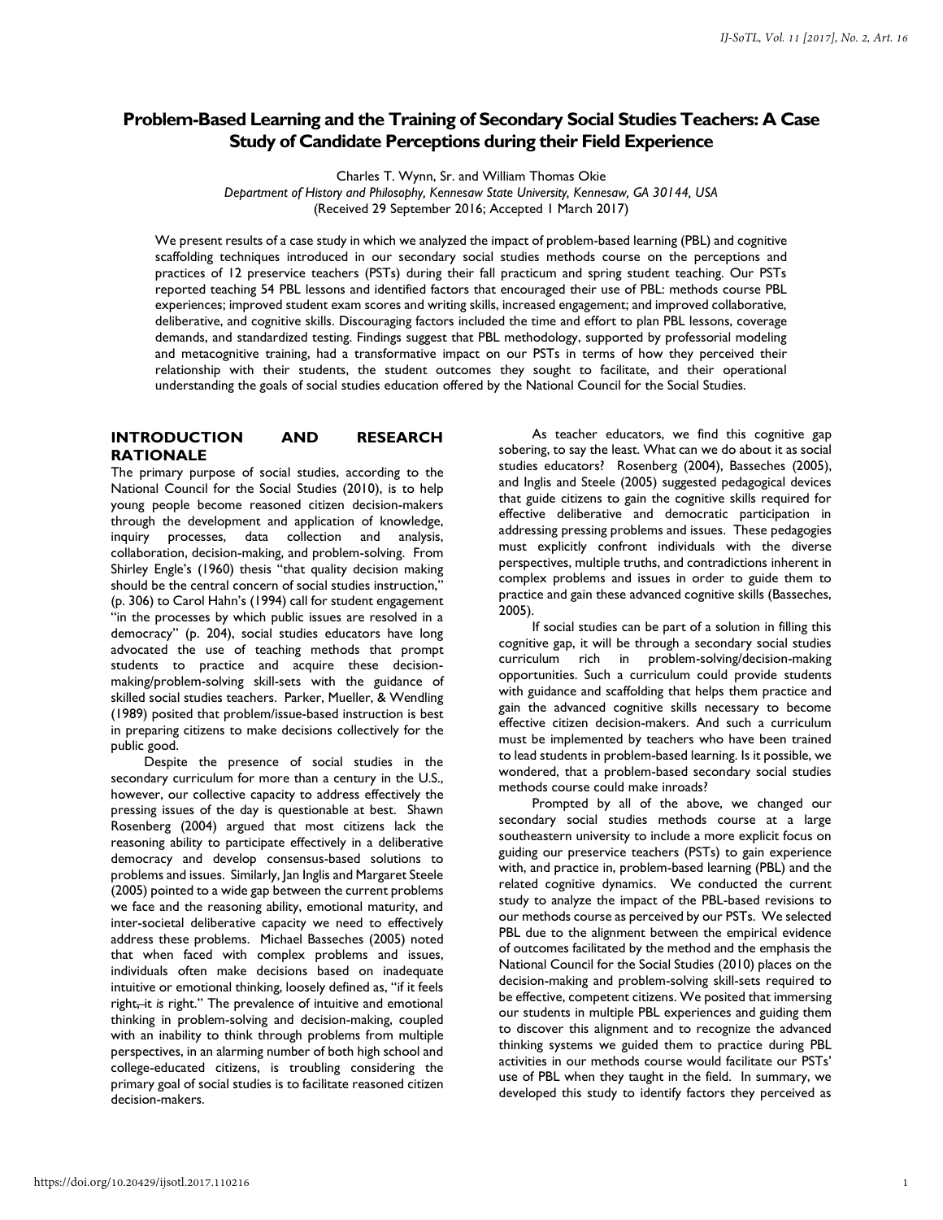# Problem-Based Learning and the Training of Secondary Social Studies Teachers: A Case Study of Candidate Perceptions during their Field Experience

Charles T. Wynn, Sr. and William Thomas Okie

*Department of History and Philosophy, Kennesaw State University, Kennesaw, GA 30144, USA*

(Received 29 September 2016; Accepted 1 March 2017)

We present results of a case study in which we analyzed the impact of problem-based learning (PBL) and cognitive scaffolding techniques introduced in our secondary social studies methods course on the perceptions and practices of 12 preservice teachers (PSTs) during their fall practicum and spring student teaching. Our PSTs reported teaching 54 PBL lessons and identified factors that encouraged their use of PBL: methods course PBL experiences; improved student exam scores and writing skills, increased engagement; and improved collaborative, deliberative, and cognitive skills. Discouraging factors included the time and effort to plan PBL lessons, coverage demands, and standardized testing. Findings suggest that PBL methodology, supported by professorial modeling and metacognitive training, had a transformative impact on our PSTs in terms of how they perceived their relationship with their students, the student outcomes they sought to facilitate, and their operational understanding the goals of social studies education offered by the National Council for the Social Studies.

## INTRODUCTION AND RESEARCH RATIONALE

The primary purpose of social studies, according to the National Council for the Social Studies (2010), is to help young people become reasoned citizen decision-makers through the development and application of knowledge, inquiry processes, data collection and analysis, collaboration, decision-making, and problem-solving. From Shirley Engle's (1960) thesis "that quality decision making should be the central concern of social studies instruction," (p. 306) to Carol Hahn's (1994) call for student engagement "in the processes by which public issues are resolved in a democracy" (p. 204), social studies educators have long advocated the use of teaching methods that prompt students to practice and acquire these decision-making/problem-solving skill-sets with the guidance of skilled social studies teachers. Parker, Mueller, & Wendling (1989) posited that problem/issue-based instruction is best in preparing citizens to make decisions collectively for the public good.

Despite the presence of social studies in the secondary curriculum for more than a century in the U.S., however, our collective capacity to address effectively the pressing issues of the day is questionable at best. Shawn Rosenberg (2004) argued that most citizens lack the reasoning ability to participate effectively in a deliberative democracy and develop consensus-based solutions to problems and issues. Similarly, Jan Inglis and Margaret Steele (2005) pointed to a wide gap between the current problems we face and the reasoning ability, emotional maturity, and inter-societal deliberative capacity we need to effectively address these problems. Michael Basseches (2005) noted that when faced with complex problems and issues, individuals often make decisions based on inadequate intuitive or emotional thinking, loosely defined as, "if it feels right, it *is* right." The prevalence of intuitive and emotional thinking in problem-solving and decision-making, coupled with an inability to think through problems from multiple perspectives, in an alarming number of both high school and college-educated citizens, is troubling considering the primary goal of social studies is to facilitate reasoned citizen decision-makers.

As teacher educators, we find this cognitive gap sobering, to say the least. What can we do about it as social studies educators? Rosenberg (2004), Basseches (2005), and Inglis and Steele (2005) suggested pedagogical devices that guide citizens to gain the cognitive skills required for effective deliberative and democratic participation in addressing pressing problems and issues. These pedagogies must explicitly confront individuals with the diverse perspectives, multiple truths, and contradictions inherent in complex problems and issues in order to guide them to practice and gain these advanced cognitive skills (Basseches, 2005).

If social studies can be part of a solution in filling this cognitive gap, it will be through a secondary social studies curriculum rich in problem-solving/decision-making opportunities. Such a curriculum could provide students with guidance and scaffolding that helps them practice and gain the advanced cognitive skills necessary to become effective citizen decision-makers. And such a curriculum must be implemented by teachers who have been trained to lead students in problem-based learning. Is it possible, we wondered, that a problem-based secondary social studies methods course could make inroads?

Prompted by all of the above, we changed our secondary social studies methods course at a large southeastern university to include a more explicit focus on guiding our preservice teachers (PSTs) to gain experience with, and practice in, problem-based learning (PBL) and the related cognitive dynamics. We conducted the current study to analyze the impact of the PBL-based revisions to our methods course as perceived by our PSTs. We selected PBL due to the alignment between the empirical evidence of outcomes facilitated by the method and the emphasis the National Council for the Social Studies (2010) places on the decision-making and problem-solving skill-sets required to be effective, competent citizens. We posited that immersing our students in multiple PBL experiences and guiding them to discover this alignment and to recognize the advanced thinking systems we guided them to practice during PBL activities in our methods course would facilitate our PSTs' use of PBL when they taught in the field. In summary, we developed this study to identify factors they perceived as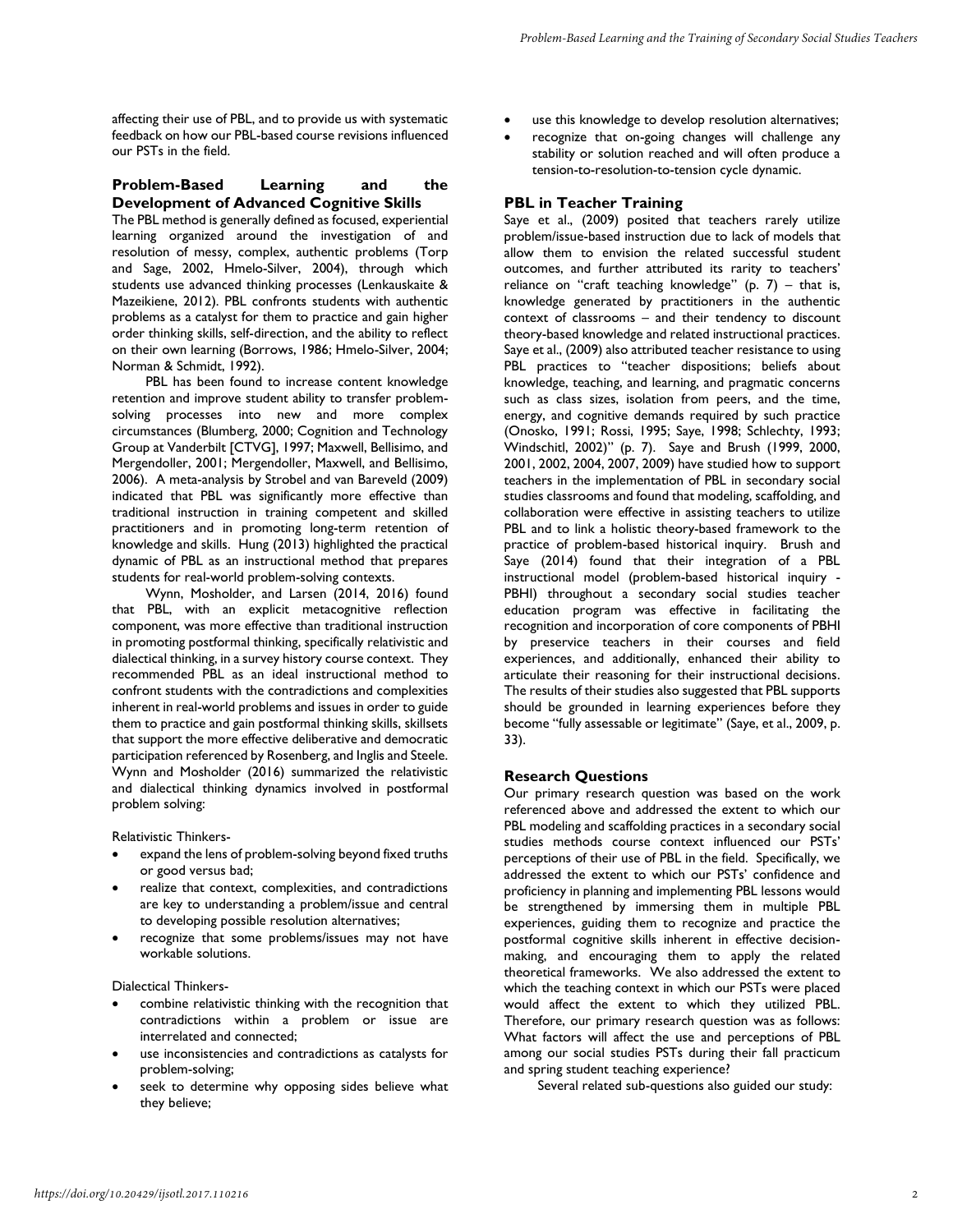affecting their use of PBL, and to provide us with systematic feedback on how our PBL-based course revisions influenced our PSTs in the field.

## Problem-Based Learning and the Development of Advanced Cognitive Skills

The PBL method is generally defined as focused, experiential learning organized around the investigation of and resolution of messy, complex, authentic problems (Torp and Sage, 2002, Hmelo-Silver, 2004), through which students use advanced thinking processes (Lenkauskaite & Mazeikiene, 2012). PBL confronts students with authentic problems as a catalyst for them to practice and gain higher order thinking skills, self-direction, and the ability to reflect on their own learning (Borrows, 1986; Hmelo-Silver, 2004; Norman & Schmidt, 1992).

PBL has been found to increase content knowledge retention and improve student ability to transfer problem-solving processes into new and more complex circumstances (Blumberg, 2000; Cognition and Technology Group at Vanderbilt [CTVG], 1997; Maxwell, Bellisimo, and Mergendoller, 2001; Mergendoller, Maxwell, and Bellisimo, 2006). A meta-analysis by Strobel and van Bareveld (2009) indicated that PBL was significantly more effective than traditional instruction in training competent and skilled practitioners and in promoting long-term retention of knowledge and skills. Hung (2013) highlighted the practical dynamic of PBL as an instructional method that prepares students for real-world problem-solving contexts.

Wynn, Mosholder, and Larsen (2014, 2016) found that PBL, with an explicit metacognitive reflection component, was more effective than traditional instruction in promoting postformal thinking, specifically relativistic and dialectical thinking, in a survey history course context. They recommended PBL as an ideal instructional method to confront students with the contradictions and complexities inherent in real-world problems and issues in order to guide them to practice and gain postformal thinking skills, skillsets that support the more effective deliberative and democratic participation referenced by Rosenberg, and Inglis and Steele. Wynn and Mosholder (2016) summarized the relativistic and dialectical thinking dynamics involved in postformal problem solving:

Relativistic Thinkers-

- expand the lens of problem-solving beyond fixed truths or good versus bad;
- realize that context, complexities, and contradictions are key to understanding a problem/issue and central to developing possible resolution alternatives;
- recognize that some problems/issues may not have workable solutions.

Dialectical Thinkers-

- combine relativistic thinking with the recognition that contradictions within a problem or issue are interrelated and connected;
- use inconsistencies and contradictions as catalysts for problem-solving;
- seek to determine why opposing sides believe what they believe;
- use this knowledge to develop resolution alternatives;
- recognize that on-going changes will challenge any stability or solution reached and will often produce a tension-to-resolution-to-tension cycle dynamic.

## PBL in Teacher Training

Saye et al., (2009) posited that teachers rarely utilize problem/issue-based instruction due to lack of models that allow them to envision the related successful student outcomes, and further attributed its rarity to teachers' reliance on "craft teaching knowledge" (p. 7) – that is, knowledge generated by practitioners in the authentic context of classrooms – and their tendency to discount theory-based knowledge and related instructional practices. Saye et al., (2009) also attributed teacher resistance to using PBL practices to "teacher dispositions; beliefs about knowledge, teaching, and learning, and pragmatic concerns such as class sizes, isolation from peers, and the time, energy, and cognitive demands required by such practice (Onosko, 1991; Rossi, 1995; Saye, 1998; Schlechty, 1993; Windschitl, 2002)" (p. 7). Saye and Brush (1999, 2000, 2001, 2002, 2004, 2007, 2009) have studied how to support teachers in the implementation of PBL in secondary social studies classrooms and found that modeling, scaffolding, and collaboration were effective in assisting teachers to utilize PBL and to link a holistic theory-based framework to the practice of problem-based historical inquiry. Brush and Saye (2014) found that their integration of a PBL instructional model (problem-based historical inquiry - PBHI) throughout a secondary social studies teacher education program was effective in facilitating the recognition and incorporation of core components of PBHI by preservice teachers in their courses and field experiences, and additionally, enhanced their ability to articulate their reasoning for their instructional decisions. The results of their studies also suggested that PBL supports should be grounded in learning experiences before they become "fully assessable or legitimate" (Saye, et al., 2009, p. 33).

## Research Questions

Our primary research question was based on the work referenced above and addressed the extent to which our PBL modeling and scaffolding practices in a secondary social studies methods course context influenced our PSTs' perceptions of their use of PBL in the field. Specifically, we addressed the extent to which our PSTs' confidence and proficiency in planning and implementing PBL lessons would be strengthened by immersing them in multiple PBL experiences, guiding them to recognize and practice the postformal cognitive skills inherent in effective decision-making, and encouraging them to apply the related theoretical frameworks. We also addressed the extent to which the teaching context in which our PSTs were placed would affect the extent to which they utilized PBL. Therefore, our primary research question was as follows: What factors will affect the use and perceptions of PBL among our social studies PSTs during their fall practicum and spring student teaching experience?

Several related sub-questions also guided our study: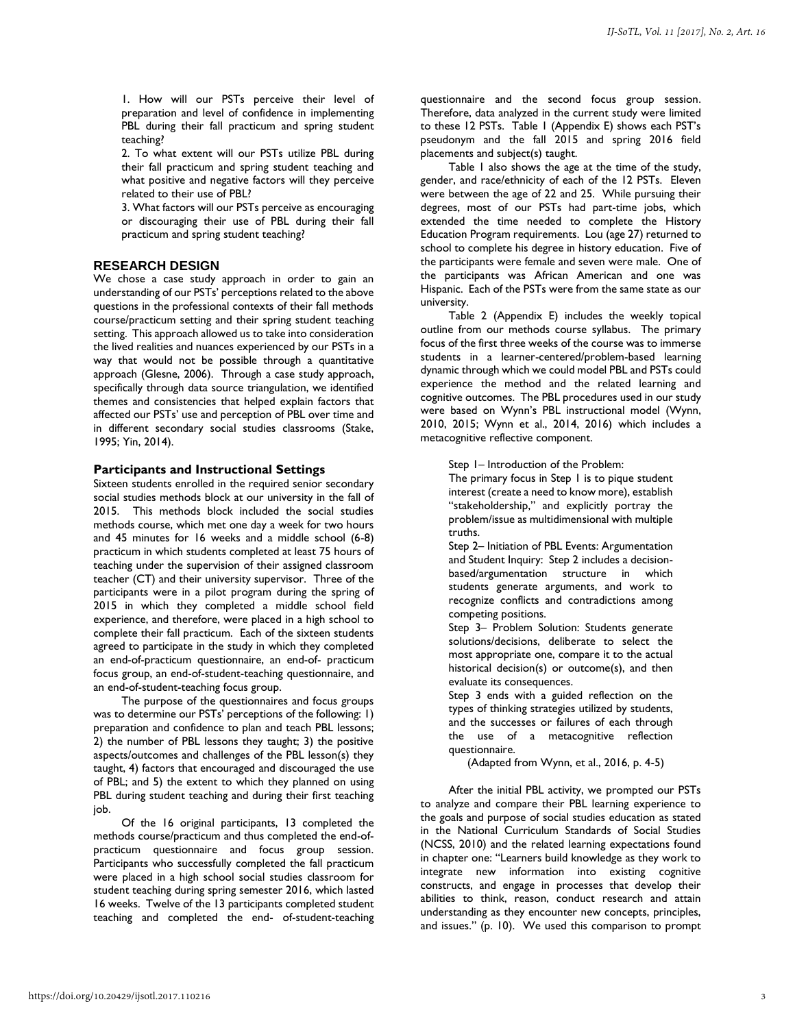1. How will our PSTs perceive their level of preparation and level of confidence in implementing PBL during their fall practicum and spring student teaching?
2. To what extent will our PSTs utilize PBL during their fall practicum and spring student teaching and what positive and negative factors will they perceive related to their use of PBL?
3. What factors will our PSTs perceive as encouraging or discouraging their use of PBL during their fall practicum and spring student teaching?

## RESEARCH DESIGN

We chose a case study approach in order to gain an understanding of our PSTs' perceptions related to the above questions in the professional contexts of their fall methods course/practicum setting and their spring student teaching setting. This approach allowed us to take into consideration the lived realities and nuances experienced by our PSTs in a way that would not be possible through a quantitative approach (Glesne, 2006). Through a case study approach, specifically through data source triangulation, we identified themes and consistencies that helped explain factors that affected our PSTs' use and perception of PBL over time and in different secondary social studies classrooms (Stake, 1995; Yin, 2014).

### Participants and Instructional Settings

Sixteen students enrolled in the required senior secondary social studies methods block at our university in the fall of 2015. This methods block included the social studies methods course, which met one day a week for two hours and 45 minutes for 16 weeks and a middle school (6-8) practicum in which students completed at least 75 hours of teaching under the supervision of their assigned classroom teacher (CT) and their university supervisor. Three of the participants were in a pilot program during the spring of 2015 in which they completed a middle school field experience, and therefore, were placed in a high school to complete their fall practicum. Each of the sixteen students agreed to participate in the study in which they completed an end-of-practicum questionnaire, an end-of- practicum focus group, an end-of-student-teaching questionnaire, and an end-of-student-teaching focus group.

The purpose of the questionnaires and focus groups was to determine our PSTs' perceptions of the following: 1) preparation and confidence to plan and teach PBL lessons; 2) the number of PBL lessons they taught; 3) the positive aspects/outcomes and challenges of the PBL lesson(s) they taught, 4) factors that encouraged and discouraged the use of PBL; and 5) the extent to which they planned on using PBL during student teaching and during their first teaching job.

Of the 16 original participants, 13 completed the methods course/practicum and thus completed the end-of-practicum questionnaire and focus group session. Participants who successfully completed the fall practicum were placed in a high school social studies classroom for student teaching during spring semester 2016, which lasted 16 weeks. Twelve of the 13 participants completed student teaching and completed the end- of-student-teaching questionnaire and the second focus group session. Therefore, data analyzed in the current study were limited to these 12 PSTs. Table 1 (Appendix E) shows each PST's pseudonym and the fall 2015 and spring 2016 field placements and subject(s) taught.

Table 1 also shows the age at the time of the study, gender, and race/ethnicity of each of the 12 PSTs. Eleven were between the age of 22 and 25. While pursuing their degrees, most of our PSTs had part-time jobs, which extended the time needed to complete the History Education Program requirements. Lou (age 27) returned to school to complete his degree in history education. Five of the participants were female and seven were male. One of the participants was African American and one was Hispanic. Each of the PSTs were from the same state as our university.

Table 2 (Appendix E) includes the weekly topical outline from our methods course syllabus. The primary focus of the first three weeks of the course was to immerse students in a learner-centered/problem-based learning dynamic through which we could model PBL and PSTs could experience the method and the related learning and cognitive outcomes. The PBL procedures used in our study were based on Wynn's PBL instructional model (Wynn, 2010, 2015; Wynn et al., 2014, 2016) which includes a metacognitive reflective component.

> Step 1– Introduction of the Problem:
> The primary focus in Step 1 is to pique student interest (create a need to know more), establish "stakeholdership," and explicitly portray the problem/issue as multidimensional with multiple truths.
> Step 2– Initiation of PBL Events: Argumentation and Student Inquiry: Step 2 includes a decision-based/argumentation structure in which students generate arguments, and work to recognize conflicts and contradictions among competing positions.
> Step 3– Problem Solution: Students generate solutions/decisions, deliberate to select the most appropriate one, compare it to the actual historical decision(s) or outcome(s), and then evaluate its consequences.
> Step 3 ends with a guided reflection on the types of thinking strategies utilized by students, and the successes or failures of each through the use of a metacognitive reflection questionnaire.
> (Adapted from Wynn, et al., 2016, p. 4-5)

After the initial PBL activity, we prompted our PSTs to analyze and compare their PBL learning experience to the goals and purpose of social studies education as stated in the National Curriculum Standards of Social Studies (NCSS, 2010) and the related learning expectations found in chapter one: "Learners build knowledge as they work to integrate new information into existing cognitive constructs, and engage in processes that develop their abilities to think, reason, conduct research and attain understanding as they encounter new concepts, principles, and issues." (p. 10). We used this comparison to prompt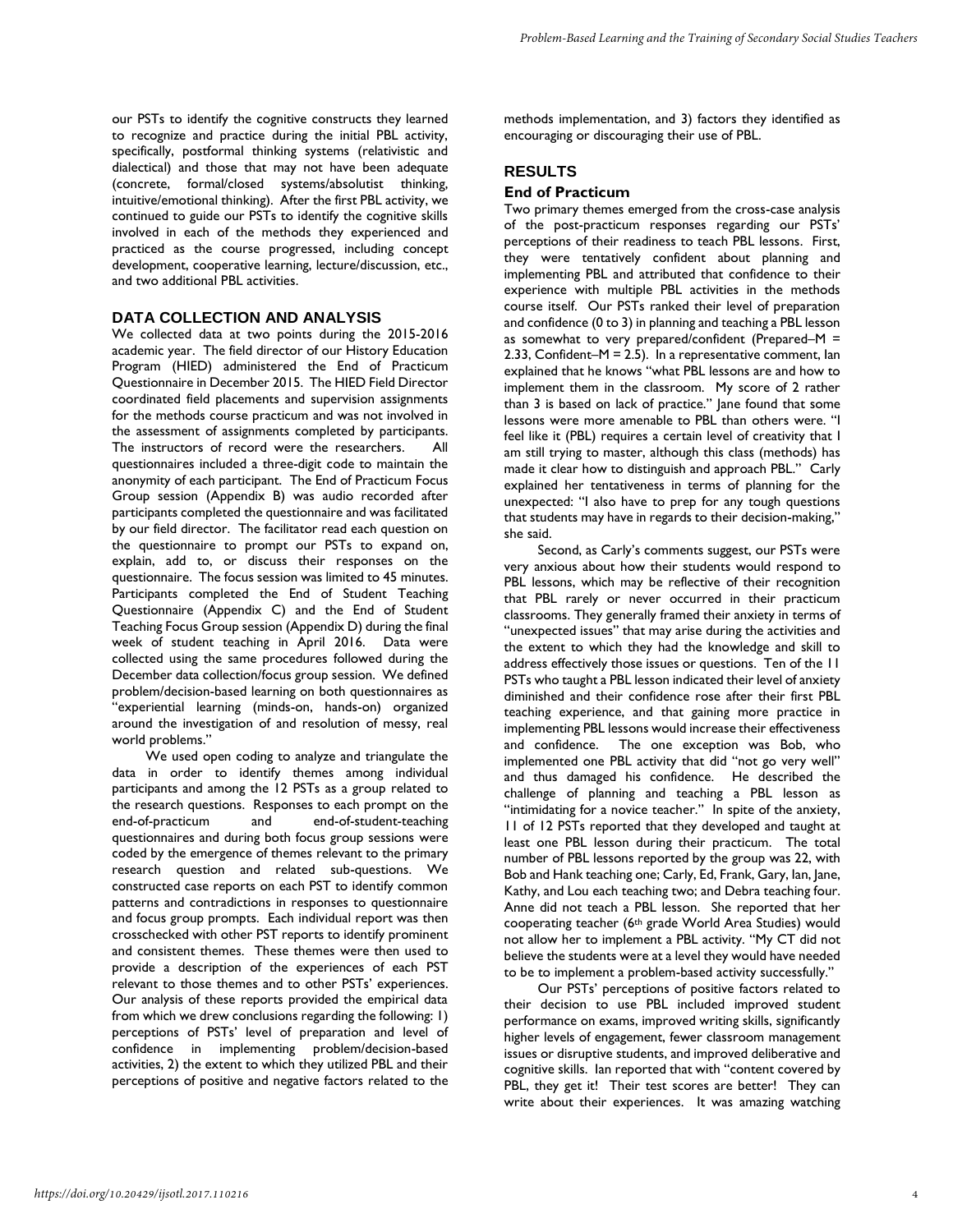our PSTs to identify the cognitive constructs they learned to recognize and practice during the initial PBL activity, specifically, postformal thinking systems (relativistic and dialectical) and those that may not have been adequate (concrete, formal/closed systems/absolutist thinking, intuitive/emotional thinking). After the first PBL activity, we continued to guide our PSTs to identify the cognitive skills involved in each of the methods they experienced and practiced as the course progressed, including concept development, cooperative learning, lecture/discussion, etc., and two additional PBL activities.

## DATA COLLECTION AND ANALYSIS

We collected data at two points during the 2015-2016 academic year. The field director of our History Education Program (HIED) administered the End of Practicum Questionnaire in December 2015. The HIED Field Director coordinated field placements and supervision assignments for the methods course practicum and was not involved in the assessment of assignments completed by participants. The instructors of record were the researchers. All questionnaires included a three-digit code to maintain the anonymity of each participant. The End of Practicum Focus Group session (Appendix B) was audio recorded after participants completed the questionnaire and was facilitated by our field director. The facilitator read each question on the questionnaire to prompt our PSTs to expand on, explain, add to, or discuss their responses on the questionnaire. The focus session was limited to 45 minutes. Participants completed the End of Student Teaching Questionnaire (Appendix C) and the End of Student Teaching Focus Group session (Appendix D) during the final week of student teaching in April 2016. Data were collected using the same procedures followed during the December data collection/focus group session. We defined problem/decision-based learning on both questionnaires as "experiential learning (minds-on, hands-on) organized around the investigation of and resolution of messy, real world problems."

We used open coding to analyze and triangulate the data in order to identify themes among individual participants and among the 12 PSTs as a group related to the research questions. Responses to each prompt on the end-of-practicum and end-of-student-teaching questionnaires and during both focus group sessions were coded by the emergence of themes relevant to the primary research question and related sub-questions. We constructed case reports on each PST to identify common patterns and contradictions in responses to questionnaire and focus group prompts. Each individual report was then crosschecked with other PST reports to identify prominent and consistent themes. These themes were then used to provide a description of the experiences of each PST relevant to those themes and to other PSTs' experiences. Our analysis of these reports provided the empirical data from which we drew conclusions regarding the following: 1) perceptions of PSTs' level of preparation and level of confidence in implementing problem/decision-based activities, 2) the extent to which they utilized PBL and their perceptions of positive and negative factors related to the methods implementation, and 3) factors they identified as encouraging or discouraging their use of PBL.

## RESULTS

### End of Practicum

Two primary themes emerged from the cross-case analysis of the post-practicum responses regarding our PSTs' perceptions of their readiness to teach PBL lessons. First, they were tentatively confident about planning and implementing PBL and attributed that confidence to their experience with multiple PBL activities in the methods course itself. Our PSTs ranked their level of preparation and confidence (0 to 3) in planning and teaching a PBL lesson as somewhat to very prepared/confident (Prepared–M = 2.33, Confident–M = 2.5). In a representative comment, Ian explained that he knows "what PBL lessons are and how to implement them in the classroom. My score of 2 rather than 3 is based on lack of practice." Jane found that some lessons were more amenable to PBL than others were. "I feel like it (PBL) requires a certain level of creativity that I am still trying to master, although this class (methods) has made it clear how to distinguish and approach PBL." Carly explained her tentativeness in terms of planning for the unexpected: "I also have to prep for any tough questions that students may have in regards to their decision-making," she said.

Second, as Carly's comments suggest, our PSTs were very anxious about how their students would respond to PBL lessons, which may be reflective of their recognition that PBL rarely or never occurred in their practicum classrooms. They generally framed their anxiety in terms of "unexpected issues" that may arise during the activities and the extent to which they had the knowledge and skill to address effectively those issues or questions. Ten of the 11 PSTs who taught a PBL lesson indicated their level of anxiety diminished and their confidence rose after their first PBL teaching experience, and that gaining more practice in implementing PBL lessons would increase their effectiveness and confidence. The one exception was Bob, who implemented one PBL activity that did "not go very well" and thus damaged his confidence. He described the challenge of planning and teaching a PBL lesson as "intimidating for a novice teacher." In spite of the anxiety, 11 of 12 PSTs reported that they developed and taught at least one PBL lesson during their practicum. The total number of PBL lessons reported by the group was 22, with Bob and Hank teaching one; Carly, Ed, Frank, Gary, Ian, Jane, Kathy, and Lou each teaching two; and Debra teaching four. Anne did not teach a PBL lesson. She reported that her cooperating teacher (6th grade World Area Studies) would not allow her to implement a PBL activity. "My CT did not believe the students were at a level they would have needed to be to implement a problem-based activity successfully."

Our PSTs' perceptions of positive factors related to their decision to use PBL included improved student performance on exams, improved writing skills, significantly higher levels of engagement, fewer classroom management issues or disruptive students, and improved deliberative and cognitive skills. Ian reported that with "content covered by PBL, they get it! Their test scores are better! They can write about their experiences. It was amazing watching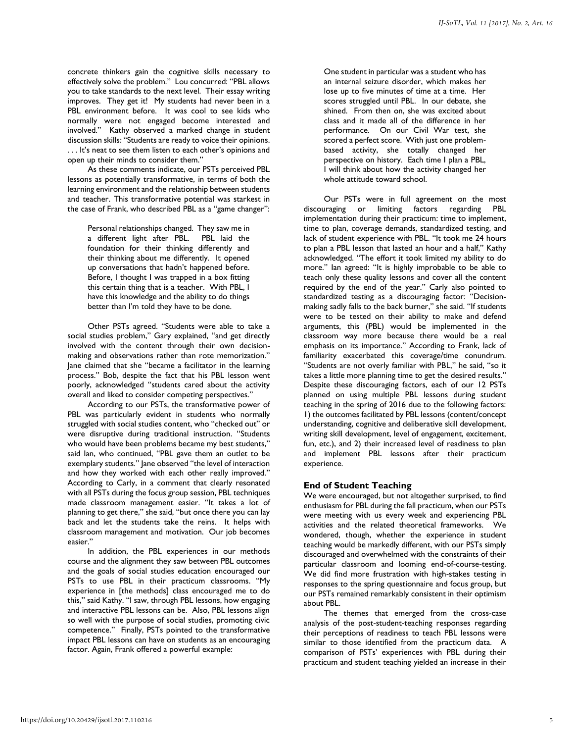concrete thinkers gain the cognitive skills necessary to effectively solve the problem." Lou concurred: "PBL allows you to take standards to the next level. Their essay writing improves. They get it! My students had never been in a PBL environment before. It was cool to see kids who normally were not engaged become interested and involved." Kathy observed a marked change in student discussion skills: "Students are ready to voice their opinions. . . . It's neat to see them listen to each other's opinions and open up their minds to consider them."

As these comments indicate, our PSTs perceived PBL lessons as potentially transformative, in terms of both the learning environment and the relationship between students and teacher. This transformative potential was starkest in the case of Frank, who described PBL as a "game changer":

> Personal relationships changed. They saw me in a different light after PBL. PBL laid the foundation for their thinking differently and their thinking about me differently. It opened up conversations that hadn't happened before. Before, I thought I was trapped in a box fitting this certain thing that is a teacher. With PBL, I have this knowledge and the ability to do things better than I'm told they have to be done.

Other PSTs agreed. "Students were able to take a social studies problem," Gary explained, "and get directly involved with the content through their own decision-making and observations rather than rote memorization." Jane claimed that she "became a facilitator in the learning process." Bob, despite the fact that his PBL lesson went poorly, acknowledged "students cared about the activity overall and liked to consider competing perspectives."

According to our PSTs, the transformative power of PBL was particularly evident in students who normally struggled with social studies content, who "checked out" or were disruptive during traditional instruction. "Students who would have been problems became my best students," said Ian, who continued, "PBL gave them an outlet to be exemplary students." Jane observed "the level of interaction and how they worked with each other really improved." According to Carly, in a comment that clearly resonated with all PSTs during the focus group session, PBL techniques made classroom management easier. "It takes a lot of planning to get there," she said, "but once there you can lay back and let the students take the reins. It helps with classroom management and motivation. Our job becomes easier."

In addition, the PBL experiences in our methods course and the alignment they saw between PBL outcomes and the goals of social studies education encouraged our PSTs to use PBL in their practicum classrooms. "My experience in [the methods] class encouraged me to do this," said Kathy. "I saw, through PBL lessons, how engaging and interactive PBL lessons can be. Also, PBL lessons align so well with the purpose of social studies, promoting civic competence." Finally, PSTs pointed to the transformative impact PBL lessons can have on students as an encouraging factor. Again, Frank offered a powerful example:

> One student in particular was a student who has an internal seizure disorder, which makes her lose up to five minutes of time at a time. Her scores struggled until PBL. In our debate, she shined. From then on, she was excited about class and it made all of the difference in her performance. On our Civil War test, she scored a perfect score. With just one problem-based activity, she totally changed her perspective on history. Each time I plan a PBL, I will think about how the activity changed her whole attitude toward school.

Our PSTs were in full agreement on the most discouraging or limiting factors regarding PBL implementation during their practicum: time to implement, time to plan, coverage demands, standardized testing, and lack of student experience with PBL. "It took me 24 hours to plan a PBL lesson that lasted an hour and a half," Kathy acknowledged. "The effort it took limited my ability to do more." Ian agreed: "It is highly improbable to be able to teach only these quality lessons and cover all the content required by the end of the year." Carly also pointed to standardized testing as a discouraging factor: "Decision-making sadly falls to the back burner," she said. "If students were to be tested on their ability to make and defend arguments, this (PBL) would be implemented in the classroom way more because there would be a real emphasis on its importance." According to Frank, lack of familiarity exacerbated this coverage/time conundrum. "Students are not overly familiar with PBL," he said, "so it takes a little more planning time to get the desired results." Despite these discouraging factors, each of our 12 PSTs planned on using multiple PBL lessons during student teaching in the spring of 2016 due to the following factors: 1) the outcomes facilitated by PBL lessons (content/concept understanding, cognitive and deliberative skill development, writing skill development, level of engagement, excitement, fun, etc.), and 2) their increased level of readiness to plan and implement PBL lessons after their practicum experience.

## End of Student Teaching

We were encouraged, but not altogether surprised, to find enthusiasm for PBL during the fall practicum, when our PSTs were meeting with us every week and experiencing PBL activities and the related theoretical frameworks. We wondered, though, whether the experience in student teaching would be markedly different, with our PSTs simply discouraged and overwhelmed with the constraints of their particular classroom and looming end-of-course-testing. We did find more frustration with high-stakes testing in responses to the spring questionnaire and focus group, but our PSTs remained remarkably consistent in their optimism about PBL.

The themes that emerged from the cross-case analysis of the post-student-teaching responses regarding their perceptions of readiness to teach PBL lessons were similar to those identified from the practicum data. A comparison of PSTs' experiences with PBL during their practicum and student teaching yielded an increase in their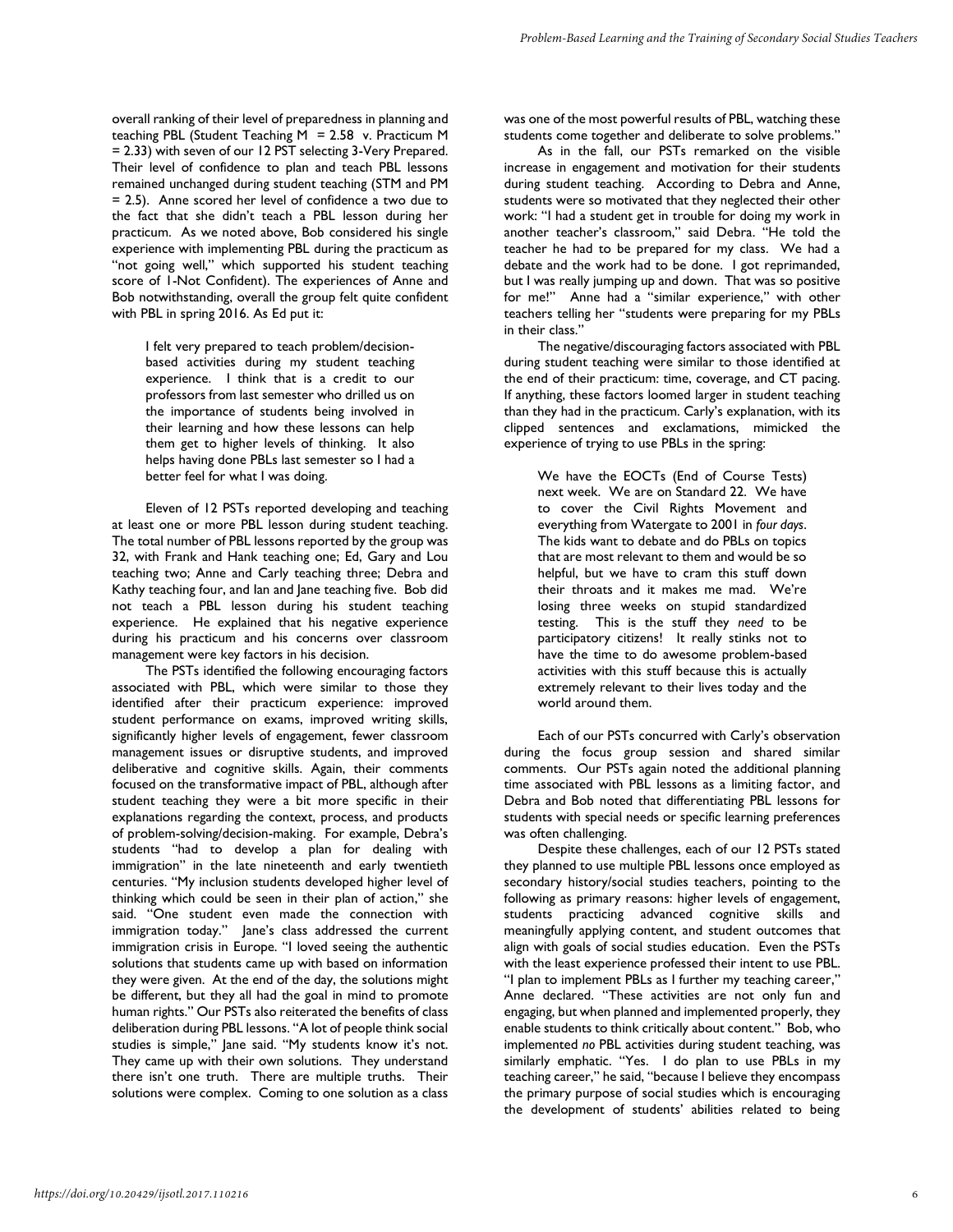overall ranking of their level of preparedness in planning and teaching PBL (Student Teaching M = 2.58 v. Practicum M = 2.33) with seven of our 12 PST selecting 3-Very Prepared. Their level of confidence to plan and teach PBL lessons remained unchanged during student teaching (STM and PM = 2.5). Anne scored her level of confidence a two due to the fact that she didn't teach a PBL lesson during her practicum. As we noted above, Bob considered his single experience with implementing PBL during the practicum as "not going well," which supported his student teaching score of 1-Not Confident). The experiences of Anne and Bob notwithstanding, overall the group felt quite confident with PBL in spring 2016. As Ed put it:

> I felt very prepared to teach problem/decision-based activities during my student teaching experience. I think that is a credit to our professors from last semester who drilled us on the importance of students being involved in their learning and how these lessons can help them get to higher levels of thinking. It also helps having done PBLs last semester so I had a better feel for what I was doing.

Eleven of 12 PSTs reported developing and teaching at least one or more PBL lesson during student teaching. The total number of PBL lessons reported by the group was 32, with Frank and Hank teaching one; Ed, Gary and Lou teaching two; Anne and Carly teaching three; Debra and Kathy teaching four, and Ian and Jane teaching five. Bob did not teach a PBL lesson during his student teaching experience. He explained that his negative experience during his practicum and his concerns over classroom management were key factors in his decision.

The PSTs identified the following encouraging factors associated with PBL, which were similar to those they identified after their practicum experience: improved student performance on exams, improved writing skills, significantly higher levels of engagement, fewer classroom management issues or disruptive students, and improved deliberative and cognitive skills. Again, their comments focused on the transformative impact of PBL, although after student teaching they were a bit more specific in their explanations regarding the context, process, and products of problem-solving/decision-making. For example, Debra's students "had to develop a plan for dealing with immigration" in the late nineteenth and early twentieth centuries. "My inclusion students developed higher level of thinking which could be seen in their plan of action," she said. "One student even made the connection with immigration today." Jane's class addressed the current immigration crisis in Europe. "I loved seeing the authentic solutions that students came up with based on information they were given. At the end of the day, the solutions might be different, but they all had the goal in mind to promote human rights." Our PSTs also reiterated the benefits of class deliberation during PBL lessons. "A lot of people think social studies is simple," Jane said. "My students know it's not. They came up with their own solutions. They understand there isn't one truth. There are multiple truths. Their solutions were complex. Coming to one solution as a class was one of the most powerful results of PBL, watching these students come together and deliberate to solve problems."

As in the fall, our PSTs remarked on the visible increase in engagement and motivation for their students during student teaching. According to Debra and Anne, students were so motivated that they neglected their other work: "I had a student get in trouble for doing my work in another teacher's classroom," said Debra. "He told the teacher he had to be prepared for my class. We had a debate and the work had to be done. I got reprimanded, but I was really jumping up and down. That was so positive for me!" Anne had a "similar experience," with other teachers telling her "students were preparing for my PBLs in their class."

The negative/discouraging factors associated with PBL during student teaching were similar to those identified at the end of their practicum: time, coverage, and CT pacing. If anything, these factors loomed larger in student teaching than they had in the practicum. Carly's explanation, with its clipped sentences and exclamations, mimicked the experience of trying to use PBLs in the spring:

> We have the EOCTs (End of Course Tests) next week. We are on Standard 22. We have to cover the Civil Rights Movement and everything from Watergate to 2001 in *four days*. The kids want to debate and do PBLs on topics that are most relevant to them and would be so helpful, but we have to cram this stuff down their throats and it makes me mad. We're losing three weeks on stupid standardized testing. This is the stuff they *need* to be participatory citizens! It really stinks not to have the time to do awesome problem-based activities with this stuff because this is actually extremely relevant to their lives today and the world around them.

Each of our PSTs concurred with Carly's observation during the focus group session and shared similar comments. Our PSTs again noted the additional planning time associated with PBL lessons as a limiting factor, and Debra and Bob noted that differentiating PBL lessons for students with special needs or specific learning preferences was often challenging.

Despite these challenges, each of our 12 PSTs stated they planned to use multiple PBL lessons once employed as secondary history/social studies teachers, pointing to the following as primary reasons: higher levels of engagement, students practicing advanced cognitive skills and meaningfully applying content, and student outcomes that align with goals of social studies education. Even the PSTs with the least experience professed their intent to use PBL. "I plan to implement PBLs as I further my teaching career," Anne declared. "These activities are not only fun and engaging, but when planned and implemented properly, they enable students to think critically about content." Bob, who implemented *no* PBL activities during student teaching, was similarly emphatic. "Yes. I do plan to use PBLs in my teaching career," he said, "because I believe they encompass the primary purpose of social studies which is encouraging the development of students' abilities related to being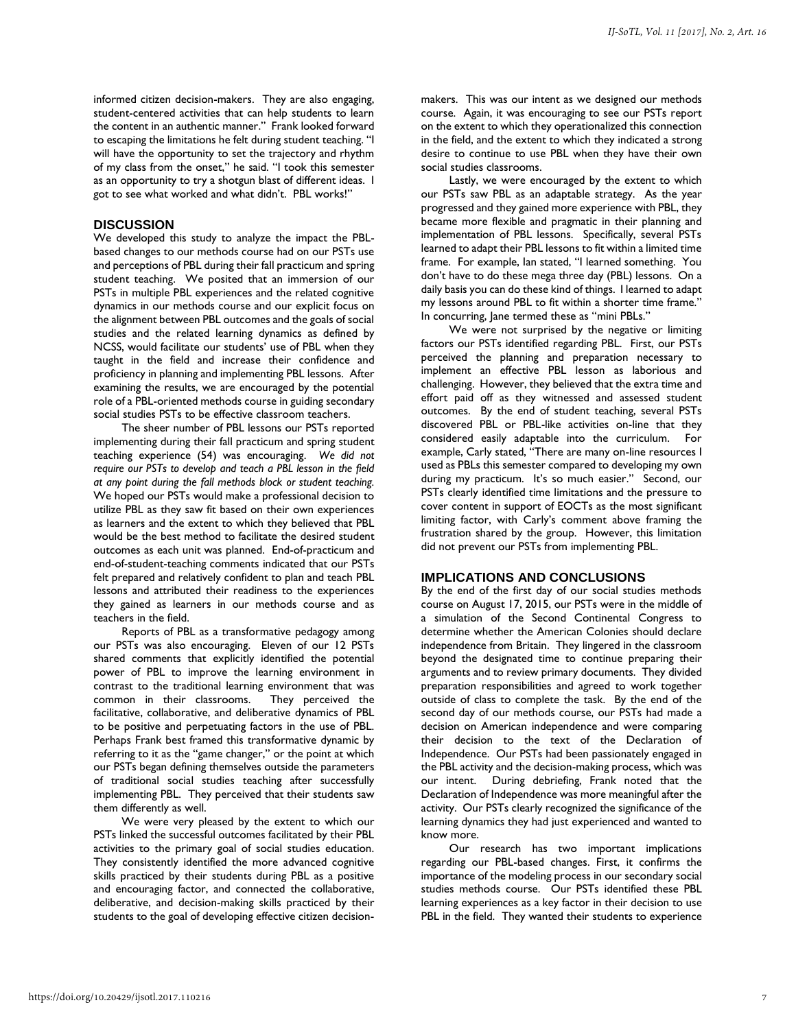informed citizen decision-makers. They are also engaging, student-centered activities that can help students to learn the content in an authentic manner." Frank looked forward to escaping the limitations he felt during student teaching. "I will have the opportunity to set the trajectory and rhythm of my class from the onset," he said. "I took this semester as an opportunity to try a shotgun blast of different ideas. I got to see what worked and what didn't. PBL works!"

## DISCUSSION

We developed this study to analyze the impact the PBL-based changes to our methods course had on our PSTs use and perceptions of PBL during their fall practicum and spring student teaching. We posited that an immersion of our PSTs in multiple PBL experiences and the related cognitive dynamics in our methods course and our explicit focus on the alignment between PBL outcomes and the goals of social studies and the related learning dynamics as defined by NCSS, would facilitate our students' use of PBL when they taught in the field and increase their confidence and proficiency in planning and implementing PBL lessons. After examining the results, we are encouraged by the potential role of a PBL-oriented methods course in guiding secondary social studies PSTs to be effective classroom teachers.

The sheer number of PBL lessons our PSTs reported implementing during their fall practicum and spring student teaching experience (54) was encouraging. *We did not require our PSTs to develop and teach a PBL lesson in the field at any point during the fall methods block or student teaching.* We hoped our PSTs would make a professional decision to utilize PBL as they saw fit based on their own experiences as learners and the extent to which they believed that PBL would be the best method to facilitate the desired student outcomes as each unit was planned. End-of-practicum and end-of-student-teaching comments indicated that our PSTs felt prepared and relatively confident to plan and teach PBL lessons and attributed their readiness to the experiences they gained as learners in our methods course and as teachers in the field.

Reports of PBL as a transformative pedagogy among our PSTs was also encouraging. Eleven of our 12 PSTs shared comments that explicitly identified the potential power of PBL to improve the learning environment in contrast to the traditional learning environment that was common in their classrooms. They perceived the facilitative, collaborative, and deliberative dynamics of PBL to be positive and perpetuating factors in the use of PBL. Perhaps Frank best framed this transformative dynamic by referring to it as the "game changer," or the point at which our PSTs began defining themselves outside the parameters of traditional social studies teaching after successfully implementing PBL. They perceived that their students saw them differently as well.

We were very pleased by the extent to which our PSTs linked the successful outcomes facilitated by their PBL activities to the primary goal of social studies education. They consistently identified the more advanced cognitive skills practiced by their students during PBL as a positive and encouraging factor, and connected the collaborative, deliberative, and decision-making skills practiced by their students to the goal of developing effective citizen decision-makers. This was our intent as we designed our methods course. Again, it was encouraging to see our PSTs report on the extent to which they operationalized this connection in the field, and the extent to which they indicated a strong desire to continue to use PBL when they have their own social studies classrooms.

Lastly, we were encouraged by the extent to which our PSTs saw PBL as an adaptable strategy. As the year progressed and they gained more experience with PBL, they became more flexible and pragmatic in their planning and implementation of PBL lessons. Specifically, several PSTs learned to adapt their PBL lessons to fit within a limited time frame. For example, Ian stated, "I learned something. You don't have to do these mega three day (PBL) lessons. On a daily basis you can do these kind of things. I learned to adapt my lessons around PBL to fit within a shorter time frame." In concurring, Jane termed these as "mini PBLs."

We were not surprised by the negative or limiting factors our PSTs identified regarding PBL. First, our PSTs perceived the planning and preparation necessary to implement an effective PBL lesson as laborious and challenging. However, they believed that the extra time and effort paid off as they witnessed and assessed student outcomes. By the end of student teaching, several PSTs discovered PBL or PBL-like activities on-line that they considered easily adaptable into the curriculum. For example, Carly stated, "There are many on-line resources I used as PBLs this semester compared to developing my own during my practicum. It's so much easier." Second, our PSTs clearly identified time limitations and the pressure to cover content in support of EOCTs as the most significant limiting factor, with Carly's comment above framing the frustration shared by the group. However, this limitation did not prevent our PSTs from implementing PBL.

## IMPLICATIONS AND CONCLUSIONS

By the end of the first day of our social studies methods course on August 17, 2015, our PSTs were in the middle of a simulation of the Second Continental Congress to determine whether the American Colonies should declare independence from Britain. They lingered in the classroom beyond the designated time to continue preparing their arguments and to review primary documents. They divided preparation responsibilities and agreed to work together outside of class to complete the task. By the end of the second day of our methods course, our PSTs had made a decision on American independence and were comparing their decision to the text of the Declaration of Independence. Our PSTs had been passionately engaged in the PBL activity and the decision-making process, which was our intent. During debriefing, Frank noted that the Declaration of Independence was more meaningful after the activity. Our PSTs clearly recognized the significance of the learning dynamics they had just experienced and wanted to know more.

Our research has two important implications regarding our PBL-based changes. First, it confirms the importance of the modeling process in our secondary social studies methods course. Our PSTs identified these PBL learning experiences as a key factor in their decision to use PBL in the field. They wanted their students to experience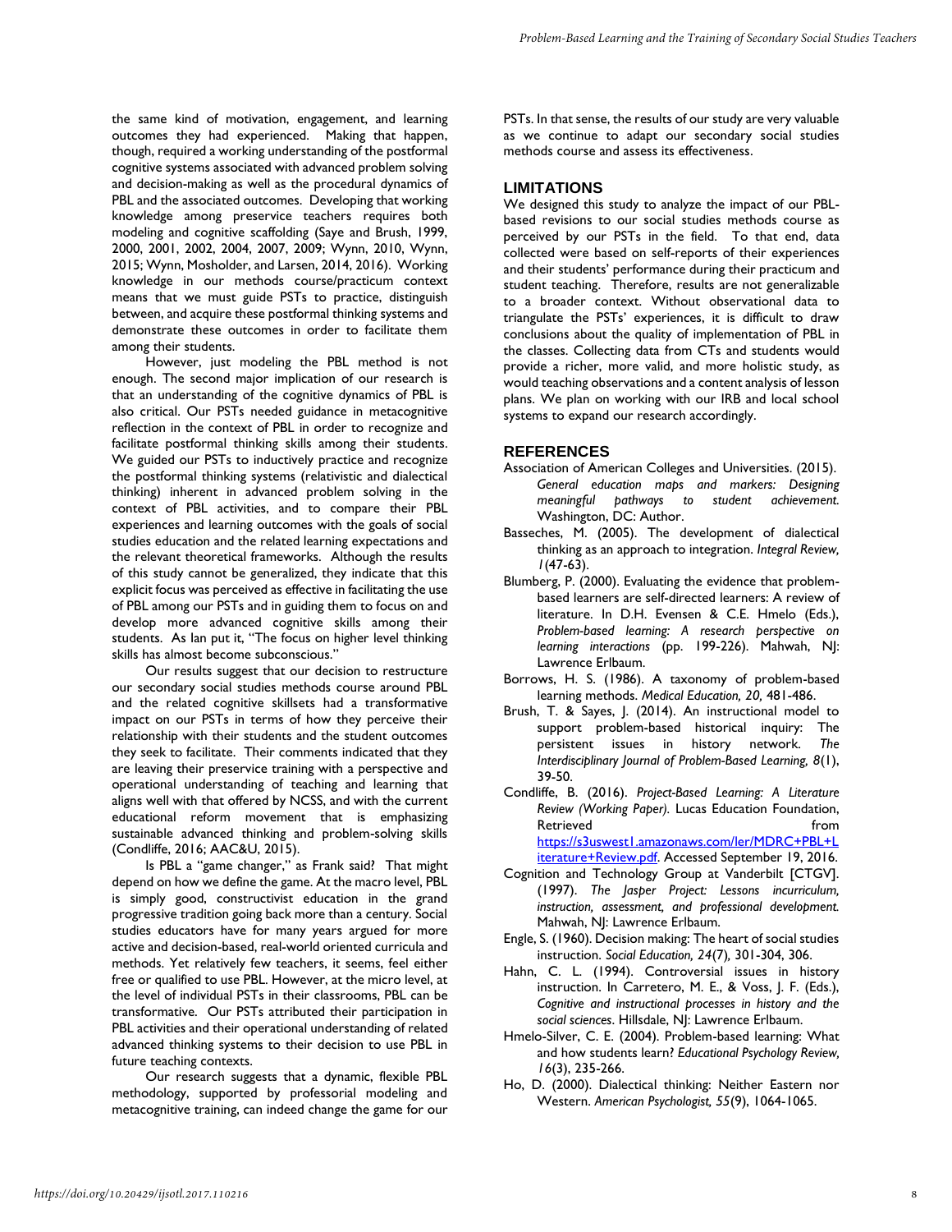the same kind of motivation, engagement, and learning outcomes they had experienced. Making that happen, though, required a working understanding of the postformal cognitive systems associated with advanced problem solving and decision-making as well as the procedural dynamics of PBL and the associated outcomes. Developing that working knowledge among preservice teachers requires both modeling and cognitive scaffolding (Saye and Brush, 1999, 2000, 2001, 2002, 2004, 2007, 2009; Wynn, 2010, Wynn, 2015; Wynn, Mosholder, and Larsen, 2014, 2016). Working knowledge in our methods course/practicum context means that we must guide PSTs to practice, distinguish between, and acquire these postformal thinking systems and demonstrate these outcomes in order to facilitate them among their students.

However, just modeling the PBL method is not enough. The second major implication of our research is that an understanding of the cognitive dynamics of PBL is also critical. Our PSTs needed guidance in metacognitive reflection in the context of PBL in order to recognize and facilitate postformal thinking skills among their students. We guided our PSTs to inductively practice and recognize the postformal thinking systems (relativistic and dialectical thinking) inherent in advanced problem solving in the context of PBL activities, and to compare their PBL experiences and learning outcomes with the goals of social studies education and the related learning expectations and the relevant theoretical frameworks. Although the results of this study cannot be generalized, they indicate that this explicit focus was perceived as effective in facilitating the use of PBL among our PSTs and in guiding them to focus on and develop more advanced cognitive skills among their students. As Ian put it, "The focus on higher level thinking skills has almost become subconscious."

Our results suggest that our decision to restructure our secondary social studies methods course around PBL and the related cognitive skillsets had a transformative impact on our PSTs in terms of how they perceive their relationship with their students and the student outcomes they seek to facilitate. Their comments indicated that they are leaving their preservice training with a perspective and operational understanding of teaching and learning that aligns well with that offered by NCSS, and with the current educational reform movement that is emphasizing sustainable advanced thinking and problem-solving skills (Condliffe, 2016; AAC&U, 2015).

Is PBL a "game changer," as Frank said? That might depend on how we define the game. At the macro level, PBL is simply good, constructivist education in the grand progressive tradition going back more than a century. Social studies educators have for many years argued for more active and decision-based, real-world oriented curricula and methods. Yet relatively few teachers, it seems, feel either free or qualified to use PBL. However, at the micro level, at the level of individual PSTs in their classrooms, PBL can be transformative. Our PSTs attributed their participation in PBL activities and their operational understanding of related advanced thinking systems to their decision to use PBL in future teaching contexts.

Our research suggests that a dynamic, flexible PBL methodology, supported by professorial modeling and metacognitive training, can indeed change the game for our PSTs. In that sense, the results of our study are very valuable as we continue to adapt our secondary social studies methods course and assess its effectiveness.

## LIMITATIONS

We designed this study to analyze the impact of our PBL-based revisions to our social studies methods course as perceived by our PSTs in the field. To that end, data collected were based on self-reports of their experiences and their students' performance during their practicum and student teaching. Therefore, results are not generalizable to a broader context. Without observational data to triangulate the PSTs' experiences, it is difficult to draw conclusions about the quality of implementation of PBL in the classes. Collecting data from CTs and students would provide a richer, more valid, and more holistic study, as would teaching observations and a content analysis of lesson plans. We plan on working with our IRB and local school systems to expand our research accordingly.

## REFERENCES

Association of American Colleges and Universities. (2015). *General education maps and markers: Designing meaningful pathways to student achievement.* Washington, DC: Author.

Basseches, M. (2005). The development of dialectical thinking as an approach to integration. *Integral Review, 1*(47-63).

Blumberg, P. (2000). Evaluating the evidence that problem-based learners are self-directed learners: A review of literature. In D.H. Evensen & C.E. Hmelo (Eds.), *Problem-based learning: A research perspective on learning interactions* (pp. 199-226). Mahwah, NJ: Lawrence Erlbaum.

Borrows, H. S. (1986). A taxonomy of problem-based learning methods. *Medical Education, 20,* 481-486.

Brush, T. & Sayes, J. (2014). An instructional model to support problem-based historical inquiry: The persistent issues in history network. *The Interdisciplinary Journal of Problem-Based Learning, 8*(1), 39-50.

Condliffe, B. (2016). *Project-Based Learning: A Literature Review (Working Paper).* Lucas Education Foundation, Retrieved from https://s3uswest1.amazonaws.com/ler/MDRC+PBL+Literature+Review.pdf. Accessed September 19, 2016.

Cognition and Technology Group at Vanderbilt [CTGV]. (1997). *The Jasper Project: Lessons incurriculum, instruction, assessment, and professional development.* Mahwah, NJ: Lawrence Erlbaum.

Engle, S. (1960). Decision making: The heart of social studies instruction. *Social Education, 24*(7), 301-304, 306.

Hahn, C. L. (1994). Controversial issues in history instruction. In Carretero, M. E., & Voss, J. F. (Eds.), *Cognitive and instructional processes in history and the social sciences*. Hillsdale, NJ: Lawrence Erlbaum.

Hmelo-Silver, C. E. (2004). Problem-based learning: What and how students learn? *Educational Psychology Review, 16*(3), 235-266.

Ho, D. (2000). Dialectical thinking: Neither Eastern nor Western. *American Psychologist, 55*(9), 1064-1065.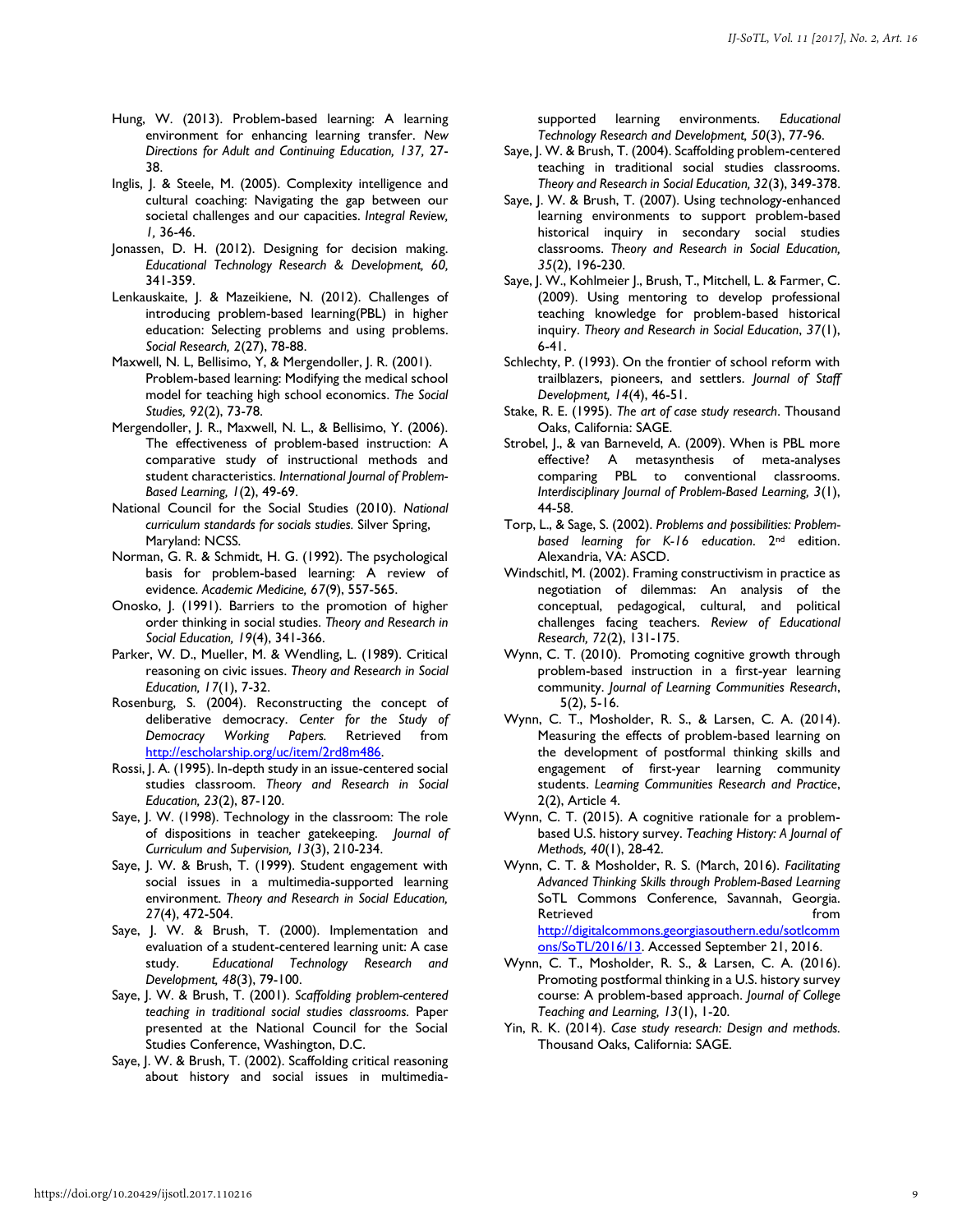Hung, W. (2013). Problem-based learning: A learning environment for enhancing learning transfer. *New Directions for Adult and Continuing Education, 137,* 27-38.

Inglis, J. & Steele, M. (2005). Complexity intelligence and cultural coaching: Navigating the gap between our societal challenges and our capacities. *Integral Review, 1,* 36-46.

Jonassen, D. H. (2012). Designing for decision making. *Educational Technology Research & Development, 60,* 341-359.

Lenkauskaite, J. & Mazeikiene, N. (2012). Challenges of introducing problem-based learning(PBL) in higher education: Selecting problems and using problems. *Social Research, 2*(27), 78-88.

Maxwell, N. L, Bellisimo, Y, & Mergendoller, J. R. (2001). Problem-based learning: Modifying the medical school model for teaching high school economics. *The Social Studies, 92*(2), 73-78.

Mergendoller, J. R., Maxwell, N. L., & Bellisimo, Y. (2006). The effectiveness of problem-based instruction: A comparative study of instructional methods and student characteristics. *International Journal of Problem-Based Learning, 1*(2), 49-69.

National Council for the Social Studies (2010). *National curriculum standards for socials studies.* Silver Spring, Maryland: NCSS.

Norman, G. R. & Schmidt, H. G. (1992). The psychological basis for problem-based learning: A review of evidence. *Academic Medicine, 67*(9), 557-565.

Onosko, J. (1991). Barriers to the promotion of higher order thinking in social studies. *Theory and Research in Social Education, 19*(4), 341-366.

Parker, W. D., Mueller, M. & Wendling, L. (1989). Critical reasoning on civic issues. *Theory and Research in Social Education, 17*(1), 7-32.

Rosenburg, S. (2004). Reconstructing the concept of deliberative democracy. *Center for the Study of Democracy Working Papers.* Retrieved from http://escholarship.org/uc/item/2rd8m486.

Rossi, J. A. (1995). In-depth study in an issue-centered social studies classroom. *Theory and Research in Social Education, 23*(2), 87-120.

Saye, J. W. (1998). Technology in the classroom: The role of dispositions in teacher gatekeeping. *Journal of Curriculum and Supervision, 13*(3), 210-234.

Saye, J. W. & Brush, T. (1999). Student engagement with social issues in a multimedia-supported learning environment. *Theory and Research in Social Education, 27*(4), 472-504.

Saye, J. W. & Brush, T. (2000). Implementation and evaluation of a student-centered learning unit: A case study. *Educational Technology Research and Development, 48*(3), 79-100.

Saye, J. W. & Brush, T. (2001). *Scaffolding problem-centered teaching in traditional social studies classrooms.* Paper presented at the National Council for the Social Studies Conference, Washington, D.C.

Saye, J. W. & Brush, T. (2002). Scaffolding critical reasoning about history and social issues in multimedia-supported learning environments. *Educational Technology Research and Development, 50*(3), 77-96.

Saye, J. W. & Brush, T. (2004). Scaffolding problem-centered teaching in traditional social studies classrooms. *Theory and Research in Social Education, 32*(3), 349-378.

Saye, J. W. & Brush, T. (2007). Using technology-enhanced learning environments to support problem-based historical inquiry in secondary social studies classrooms. *Theory and Research in Social Education, 35*(2), 196-230.

Saye, J. W., Kohlmeier J., Brush, T., Mitchell, L. & Farmer, C. (2009). Using mentoring to develop professional teaching knowledge for problem-based historical inquiry. *Theory and Research in Social Education*, *37*(1), 6-41.

Schlechty, P. (1993). On the frontier of school reform with trailblazers, pioneers, and settlers. *Journal of Staff Development, 14*(4), 46-51.

Stake, R. E. (1995). *The art of case study research*. Thousand Oaks, California: SAGE.

Strobel, J., & van Barneveld, A. (2009). When is PBL more effective? A metasynthesis of meta-analyses comparing PBL to conventional classrooms. *Interdisciplinary Journal of Problem-Based Learning, 3*(1), 44-58.

Torp, L., & Sage, S. (2002). *Problems and possibilities: Problem-based learning for K-16 education*. 2nd edition. Alexandria, VA: ASCD.

Windschitl, M. (2002). Framing constructivism in practice as negotiation of dilemmas: An analysis of the conceptual, pedagogical, cultural, and political challenges facing teachers. *Review of Educational Research, 72*(2), 131-175.

Wynn, C. T. (2010). Promoting cognitive growth through problem-based instruction in a first-year learning community. *Journal of Learning Communities Research*, 5(2), 5-16.

Wynn, C. T., Mosholder, R. S., & Larsen, C. A. (2014). Measuring the effects of problem-based learning on the development of postformal thinking skills and engagement of first-year learning community students. *Learning Communities Research and Practice*, 2(2), Article 4.

Wynn, C. T. (2015). A cognitive rationale for a problem-based U.S. history survey. *Teaching History: A Journal of Methods, 40*(1), 28-42.

Wynn, C. T. & Mosholder, R. S. (March, 2016). *Facilitating Advanced Thinking Skills through Problem-Based Learning* SoTL Commons Conference, Savannah, Georgia. Retrieved from http://digitalcommons.georgiasouthern.edu/sotlcommons/SoTL/2016/13. Accessed September 21, 2016.

Wynn, C. T., Mosholder, R. S., & Larsen, C. A. (2016). Promoting postformal thinking in a U.S. history survey course: A problem-based approach. *Journal of College Teaching and Learning, 13*(1), 1-20.

Yin, R. K. (2014). *Case study research: Design and methods.* Thousand Oaks, California: SAGE.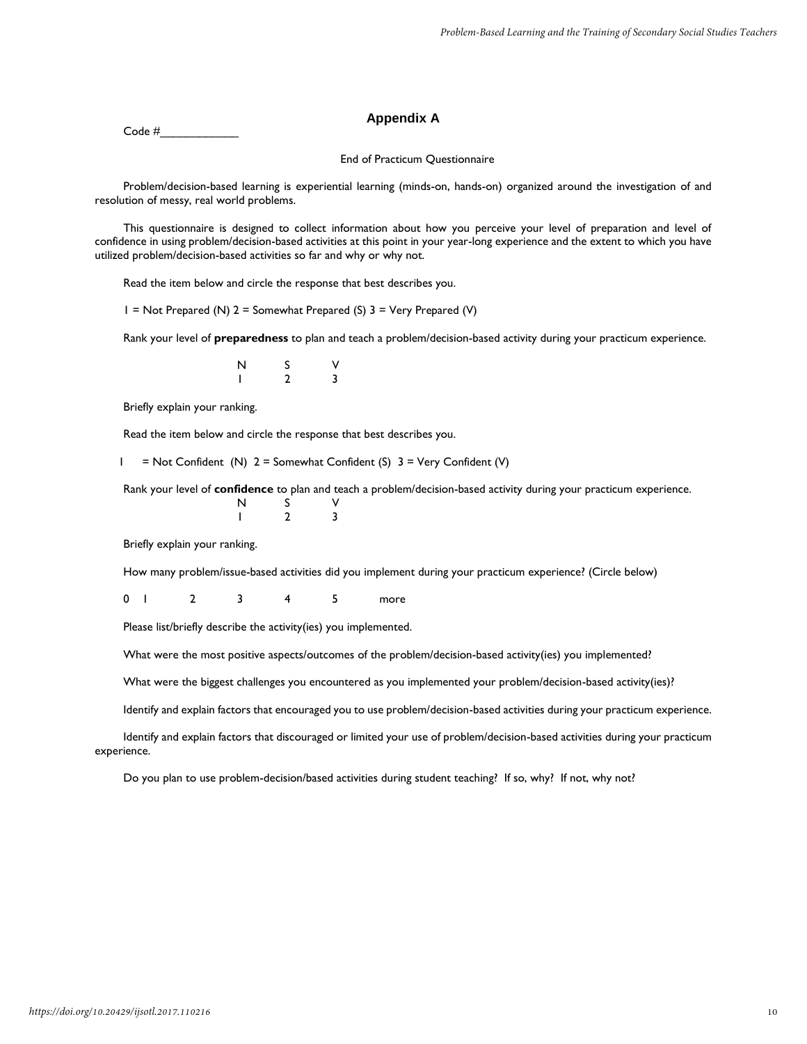## Appendix A

Code #____________

End of Practicum Questionnaire

Problem/decision-based learning is experiential learning (minds-on, hands-on) organized around the investigation of and resolution of messy, real world problems.

This questionnaire is designed to collect information about how you perceive your level of preparation and level of confidence in using problem/decision-based activities at this point in your year-long experience and the extent to which you have utilized problem/decision-based activities so far and why or why not.

Read the item below and circle the response that best describes you.

1 = Not Prepared (N) 2 = Somewhat Prepared (S) 3 = Very Prepared (V)

Rank your level of **preparedness** to plan and teach a problem/decision-based activity during your practicum experience.

| N | S | V |
|---|---|---|
| 1 | 2 | 3 |

Briefly explain your ranking.

Read the item below and circle the response that best describes you.

1 = Not Confident (N) 2 = Somewhat Confident (S) 3 = Very Confident (V)

Rank your level of **confidence** to plan and teach a problem/decision-based activity during your practicum experience.

| N | S | V |
|---|---|---|
| 1 | 2 | 3 |

Briefly explain your ranking.

How many problem/issue-based activities did you implement during your practicum experience? (Circle below)

0 1 2 3 4 5 more

Please list/briefly describe the activity(ies) you implemented.

What were the most positive aspects/outcomes of the problem/decision-based activity(ies) you implemented?

What were the biggest challenges you encountered as you implemented your problem/decision-based activity(ies)?

Identify and explain factors that encouraged you to use problem/decision-based activities during your practicum experience.

Identify and explain factors that discouraged or limited your use of problem/decision-based activities during your practicum experience.

Do you plan to use problem-decision/based activities during student teaching? If so, why? If not, why not?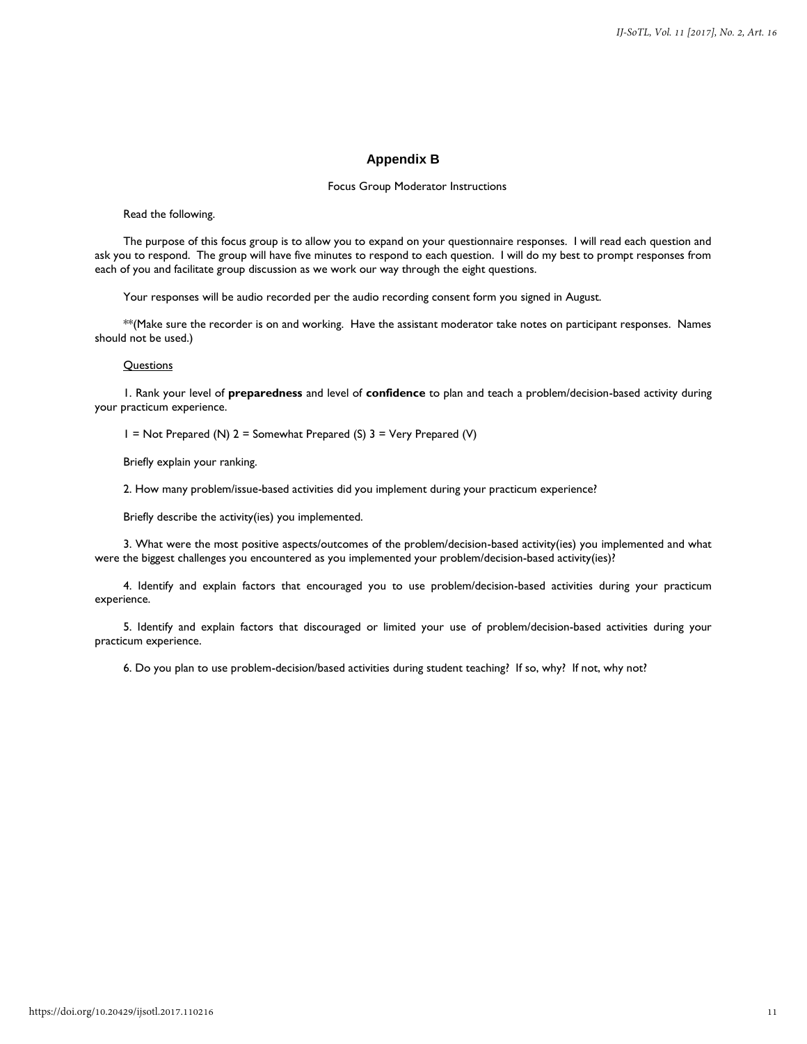## Appendix B

Focus Group Moderator Instructions

Read the following.

The purpose of this focus group is to allow you to expand on your questionnaire responses. I will read each question and ask you to respond. The group will have five minutes to respond to each question. I will do my best to prompt responses from each of you and facilitate group discussion as we work our way through the eight questions.

Your responses will be audio recorded per the audio recording consent form you signed in August.

**(Make sure the recorder is on and working. Have the assistant moderator take notes on participant responses. Names should not be used.)

Questions

1. Rank your level of **preparedness** and level of **confidence** to plan and teach a problem/decision-based activity during your practicum experience.

1 = Not Prepared (N) 2 = Somewhat Prepared (S) 3 = Very Prepared (V)

Briefly explain your ranking.

2. How many problem/issue-based activities did you implement during your practicum experience?

Briefly describe the activity(ies) you implemented.

3. What were the most positive aspects/outcomes of the problem/decision-based activity(ies) you implemented and what were the biggest challenges you encountered as you implemented your problem/decision-based activity(ies)?

4. Identify and explain factors that encouraged you to use problem/decision-based activities during your practicum experience.

5. Identify and explain factors that discouraged or limited your use of problem/decision-based activities during your practicum experience.

6. Do you plan to use problem-decision/based activities during student teaching? If so, why? If not, why not?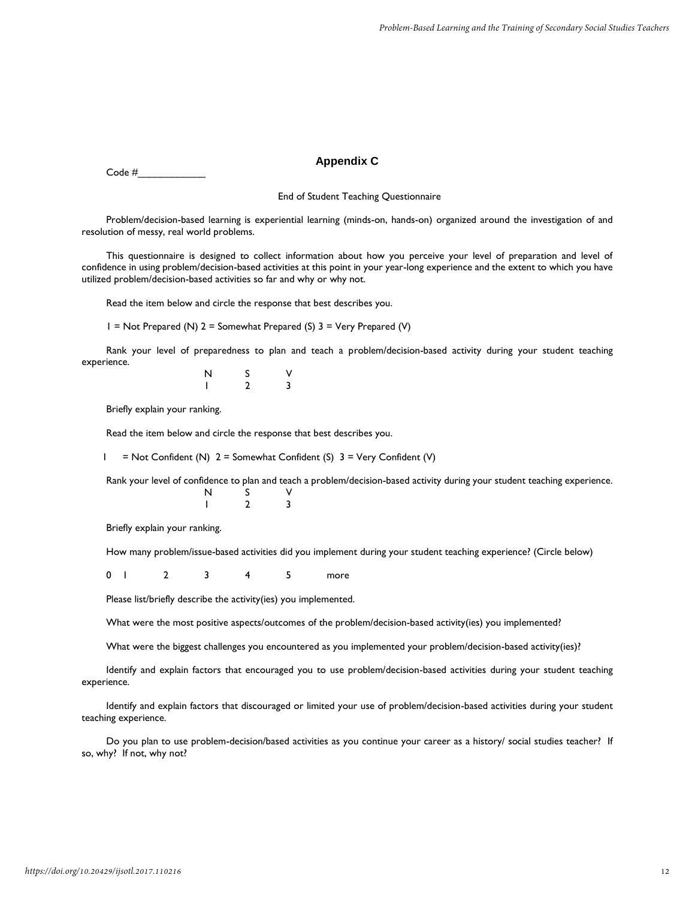## Appendix C

Code #____________

End of Student Teaching Questionnaire

Problem/decision-based learning is experiential learning (minds-on, hands-on) organized around the investigation of and resolution of messy, real world problems.

This questionnaire is designed to collect information about how you perceive your level of preparation and level of confidence in using problem/decision-based activities at this point in your year-long experience and the extent to which you have utilized problem/decision-based activities so far and why or why not.

Read the item below and circle the response that best describes you.

1 = Not Prepared (N) 2 = Somewhat Prepared (S) 3 = Very Prepared (V)

Rank your level of preparedness to plan and teach a problem/decision-based activity during your student teaching experience.

| N | S | V |
|---|---|---|
| 1 | 2 | 3 |

Briefly explain your ranking.

Read the item below and circle the response that best describes you.

1 = Not Confident (N) 2 = Somewhat Confident (S) 3 = Very Confident (V)

Rank your level of confidence to plan and teach a problem/decision-based activity during your student teaching experience.

| N | S | V |
|---|---|---|
| 1 | 2 | 3 |

Briefly explain your ranking.

How many problem/issue-based activities did you implement during your student teaching experience? (Circle below)

0 1 2 3 4 5 more

Please list/briefly describe the activity(ies) you implemented.

What were the most positive aspects/outcomes of the problem/decision-based activity(ies) you implemented?

What were the biggest challenges you encountered as you implemented your problem/decision-based activity(ies)?

Identify and explain factors that encouraged you to use problem/decision-based activities during your student teaching experience.

Identify and explain factors that discouraged or limited your use of problem/decision-based activities during your student teaching experience.

Do you plan to use problem-decision/based activities as you continue your career as a history/ social studies teacher? If so, why? If not, why not?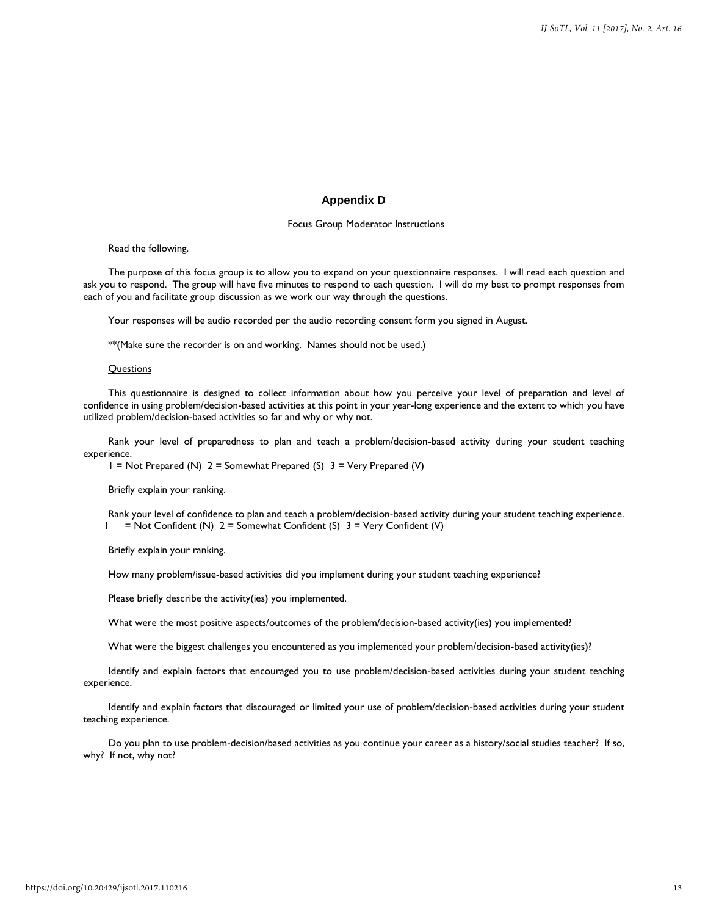## Appendix D

Focus Group Moderator Instructions

Read the following.

The purpose of this focus group is to allow you to expand on your questionnaire responses. I will read each question and ask you to respond. The group will have five minutes to respond to each question. I will do my best to prompt responses from each of you and facilitate group discussion as we work our way through the questions.

Your responses will be audio recorded per the audio recording consent form you signed in August.

**(Make sure the recorder is on and working. Names should not be used.)

<u>Questions</u>

This questionnaire is designed to collect information about how you perceive your level of preparation and level of confidence in using problem/decision-based activities at this point in your year-long experience and the extent to which you have utilized problem/decision-based activities so far and why or why not.

Rank your level of preparedness to plan and teach a problem/decision-based activity during your student teaching experience.
1 = Not Prepared (N) 2 = Somewhat Prepared (S) 3 = Very Prepared (V)

Briefly explain your ranking.

Rank your level of confidence to plan and teach a problem/decision-based activity during your student teaching experience.
1 = Not Confident (N) 2 = Somewhat Confident (S) 3 = Very Confident (V)

Briefly explain your ranking.

How many problem/issue-based activities did you implement during your student teaching experience?

Please briefly describe the activity(ies) you implemented.

What were the most positive aspects/outcomes of the problem/decision-based activity(ies) you implemented?

What were the biggest challenges you encountered as you implemented your problem/decision-based activity(ies)?

Identify and explain factors that encouraged you to use problem/decision-based activities during your student teaching experience.

Identify and explain factors that discouraged or limited your use of problem/decision-based activities during your student teaching experience.

Do you plan to use problem-decision/based activities as you continue your career as a history/social studies teacher? If so, why? If not, why not?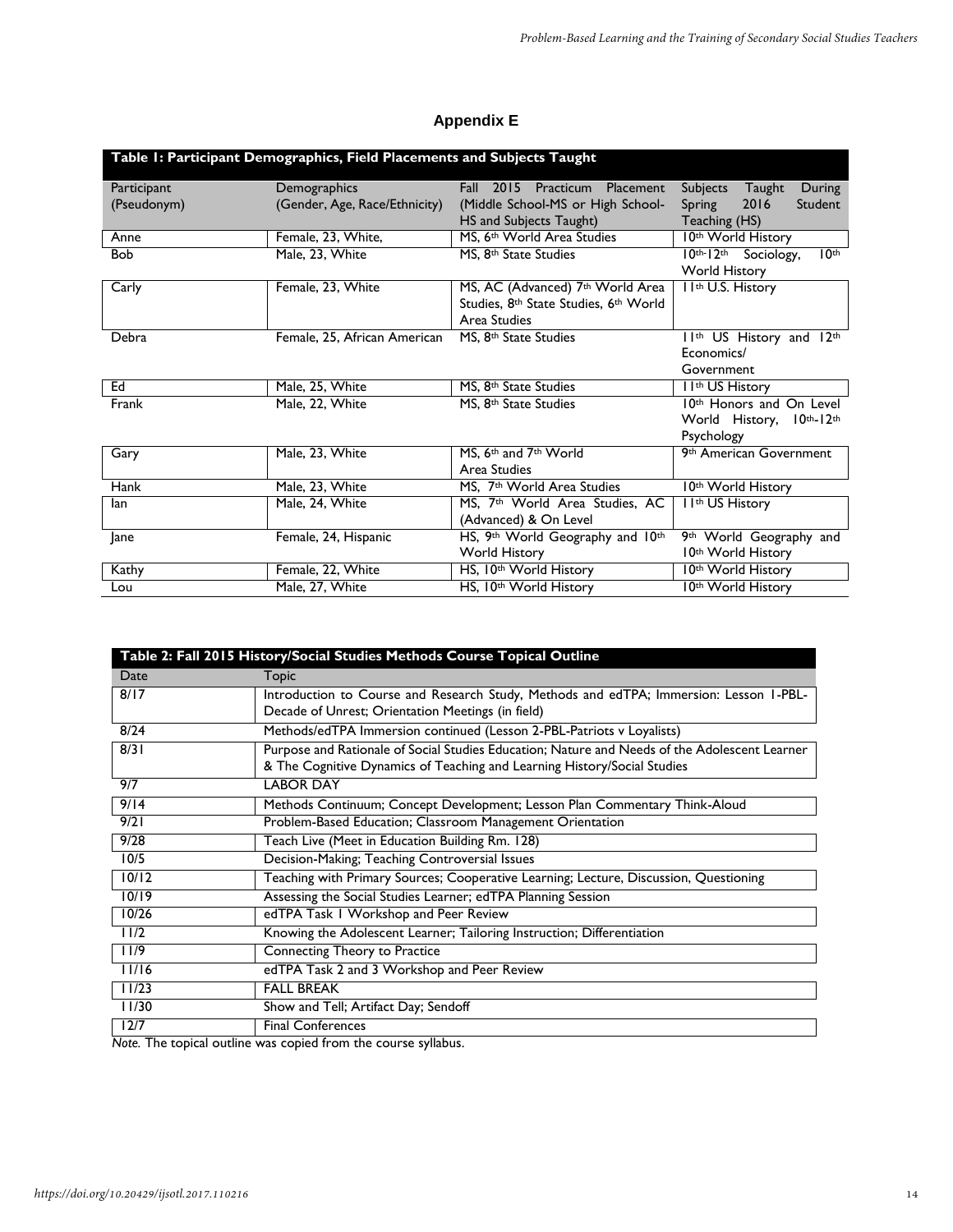# Appendix E

**Table 1: Participant Demographics, Field Placements and Subjects Taught**

| Participant (Pseudonym) | Demographics (Gender, Age, Race/Ethnicity) | Fall 2015 Practicum Placement (Middle School-MS or High School-HS and Subjects Taught) | Subjects Taught During Spring 2016 Student Teaching (HS) |
|---|---|---|---|
| Anne | Female, 23, White, | MS, 6th World Area Studies | 10th World History |
| Bob | Male, 23, White | MS, 8th State Studies | 10th-12th Sociology, 10th World History |
| Carly | Female, 23, White | MS, AC (Advanced) 7th World Area Studies, 8th State Studies, 6th World Area Studies | 11th U.S. History |
| Debra | Female, 25, African American | MS, 8th State Studies | 11th US History and 12th Economics/ Government |
| Ed | Male, 25, White | MS, 8th State Studies | 11th US History |
| Frank | Male, 22, White | MS, 8th State Studies | 10th Honors and On Level World History, 10th-12th Psychology |
| Gary | Male, 23, White | MS, 6th and 7th World Area Studies | 9th American Government |
| Hank | Male, 23, White | MS, 7th World Area Studies | 10th World History |
| Ian | Male, 24, White | MS, 7th World Area Studies, AC (Advanced) & On Level | 11th US History |
| Jane | Female, 24, Hispanic | HS, 9th World Geography and 10th World History | 9th World Geography and 10th World History |
| Kathy | Female, 22, White | HS, 10th World History | 10th World History |
| Lou | Male, 27, White | HS, 10th World History | 10th World History |

**Table 2: Fall 2015 History/Social Studies Methods Course Topical Outline**

| Date | Topic |
|---|---|
| 8/17 | Introduction to Course and Research Study, Methods and edTPA; Immersion: Lesson 1-PBL-Decade of Unrest; Orientation Meetings (in field) |
| 8/24 | Methods/edTPA Immersion continued (Lesson 2-PBL-Patriots v Loyalists) |
| 8/31 | Purpose and Rationale of Social Studies Education; Nature and Needs of the Adolescent Learner & The Cognitive Dynamics of Teaching and Learning History/Social Studies |
| 9/7 | LABOR DAY |
| 9/14 | Methods Continuum; Concept Development; Lesson Plan Commentary Think-Aloud |
| 9/21 | Problem-Based Education; Classroom Management Orientation |
| 9/28 | Teach Live (Meet in Education Building Rm. 128) |
| 10/5 | Decision-Making; Teaching Controversial Issues |
| 10/12 | Teaching with Primary Sources; Cooperative Learning; Lecture, Discussion, Questioning |
| 10/19 | Assessing the Social Studies Learner; edTPA Planning Session |
| 10/26 | edTPA Task 1 Workshop and Peer Review |
| 11/2 | Knowing the Adolescent Learner; Tailoring Instruction; Differentiation |
| 11/9 | Connecting Theory to Practice |
| 11/16 | edTPA Task 2 and 3 Workshop and Peer Review |
| 11/23 | FALL BREAK |
| 11/30 | Show and Tell; Artifact Day; Sendoff |
| 12/7 | Final Conferences |

*Note.* The topical outline was copied from the course syllabus.